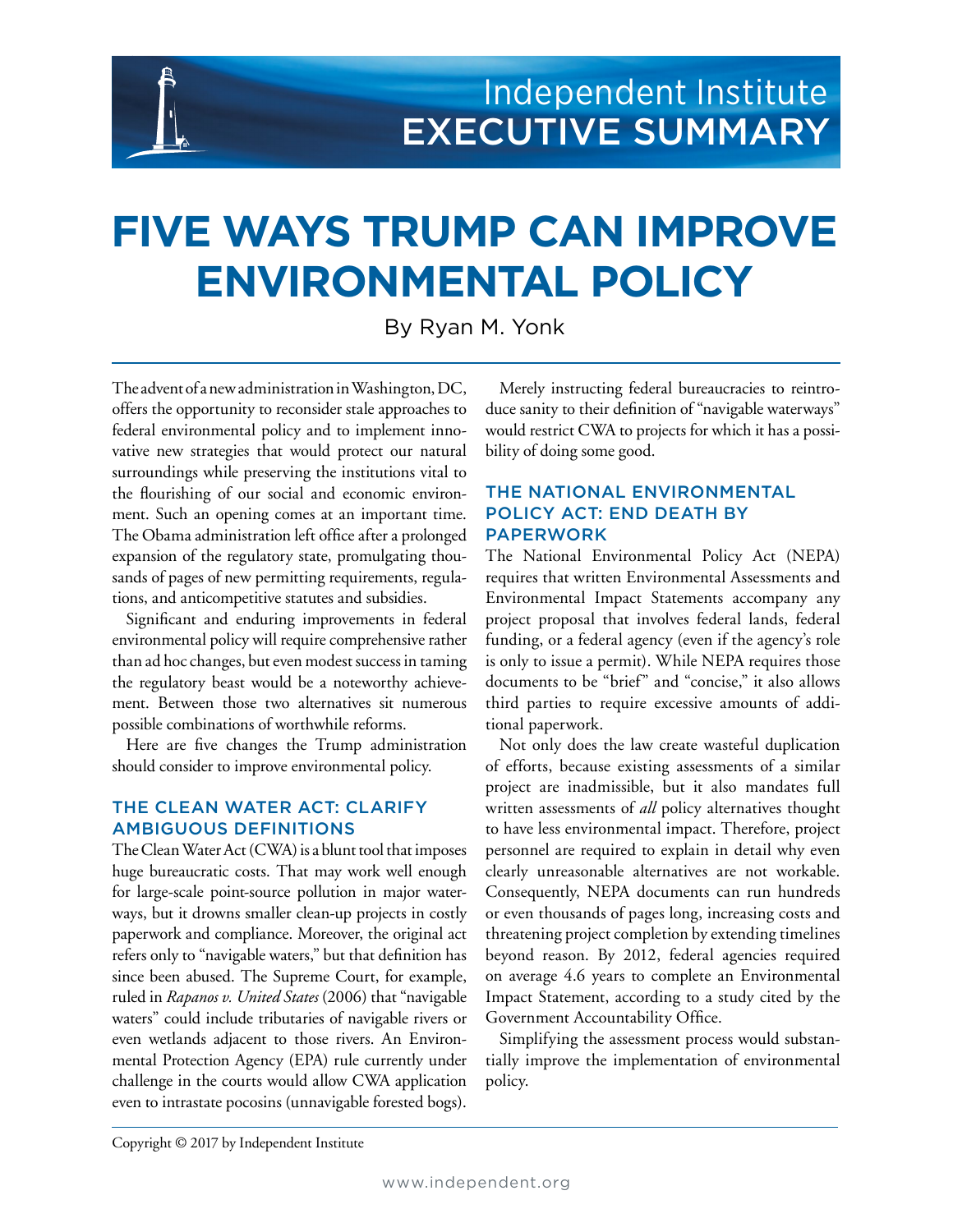Independent Institute
EXECUTIVE SUMMARY

# FIVE WAYS TRUMP CAN IMPROVE ENVIRONMENTAL POLICY

By Ryan M. Yonk

The advent of a new administration in Washington, DC, offers the opportunity to reconsider stale approaches to federal environmental policy and to implement innovative new strategies that would protect our natural surroundings while preserving the institutions vital to the flourishing of our social and economic environment. Such an opening comes at an important time. The Obama administration left office after a prolonged expansion of the regulatory state, promulgating thousands of pages of new permitting requirements, regulations, and anticompetitive statutes and subsidies.

Significant and enduring improvements in federal environmental policy will require comprehensive rather than ad hoc changes, but even modest success in taming the regulatory beast would be a noteworthy achievement. Between those two alternatives sit numerous possible combinations of worthwhile reforms.

Here are five changes the Trump administration should consider to improve environmental policy.

## THE CLEAN WATER ACT: CLARIFY AMBIGUOUS DEFINITIONS

The Clean Water Act (CWA) is a blunt tool that imposes huge bureaucratic costs. That may work well enough for large-scale point-source pollution in major waterways, but it drowns smaller clean-up projects in costly paperwork and compliance. Moreover, the original act refers only to "navigable waters," but that definition has since been abused. The Supreme Court, for example, ruled in *Rapanos v. United States* (2006) that "navigable waters" could include tributaries of navigable rivers or even wetlands adjacent to those rivers. An Environmental Protection Agency (EPA) rule currently under challenge in the courts would allow CWA application even to intrastate pocosins (unnavigable forested bogs).

Merely instructing federal bureaucracies to reintroduce sanity to their definition of "navigable waterways" would restrict CWA to projects for which it has a possibility of doing some good.

## THE NATIONAL ENVIRONMENTAL POLICY ACT: END DEATH BY PAPERWORK

The National Environmental Policy Act (NEPA) requires that written Environmental Assessments and Environmental Impact Statements accompany any project proposal that involves federal lands, federal funding, or a federal agency (even if the agency's role is only to issue a permit). While NEPA requires those documents to be "brief" and "concise," it also allows third parties to require excessive amounts of additional paperwork.

Not only does the law create wasteful duplication of efforts, because existing assessments of a similar project are inadmissible, but it also mandates full written assessments of *all* policy alternatives thought to have less environmental impact. Therefore, project personnel are required to explain in detail why even clearly unreasonable alternatives are not workable. Consequently, NEPA documents can run hundreds or even thousands of pages long, increasing costs and threatening project completion by extending timelines beyond reason. By 2012, federal agencies required on average 4.6 years to complete an Environmental Impact Statement, according to a study cited by the Government Accountability Office.

Simplifying the assessment process would substantially improve the implementation of environmental policy.

Copyright © 2017 by Independent Institute

www.independent.org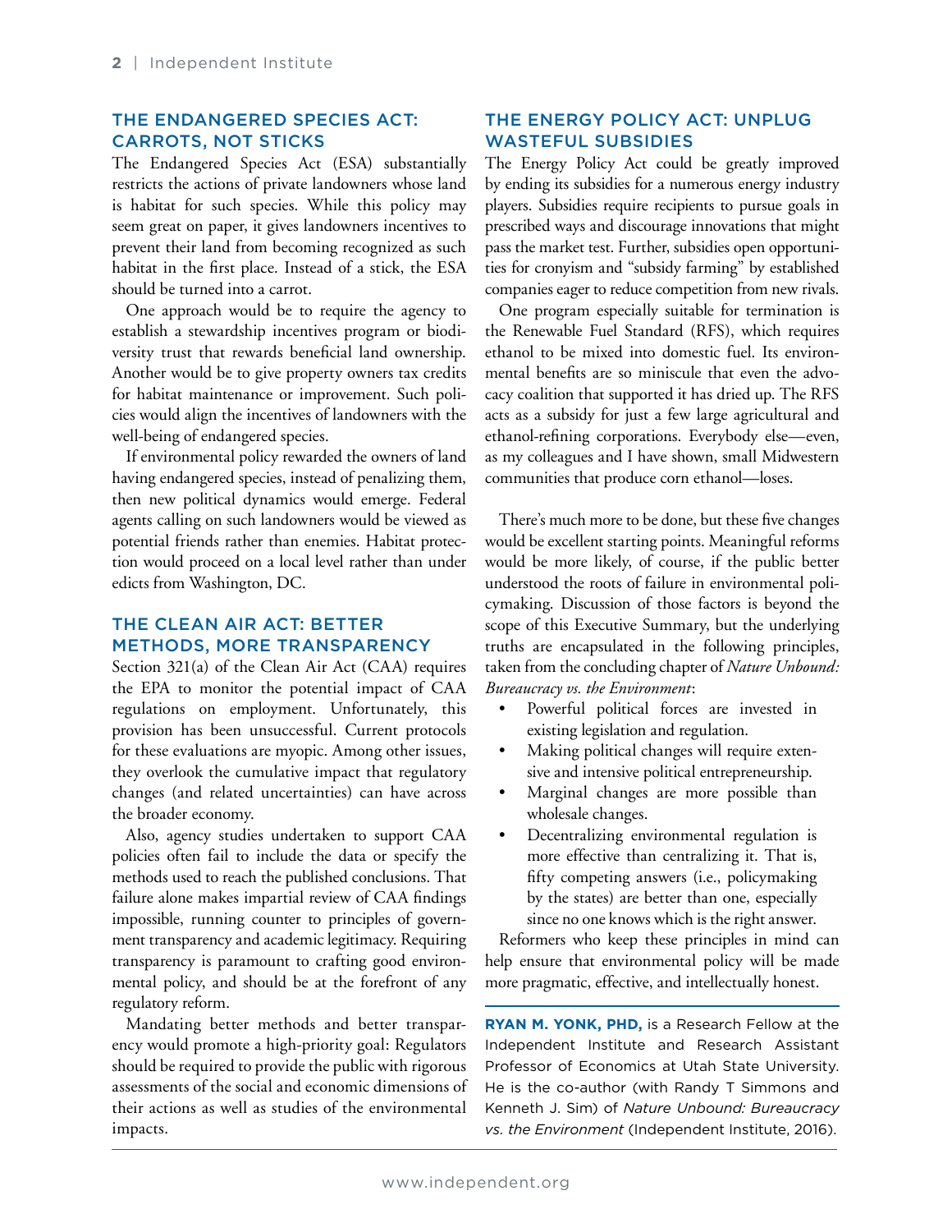## THE ENDANGERED SPECIES ACT: CARROTS, NOT STICKS

The Endangered Species Act (ESA) substantially restricts the actions of private landowners whose land is habitat for such species. While this policy may seem great on paper, it gives landowners incentives to prevent their land from becoming recognized as such habitat in the first place. Instead of a stick, the ESA should be turned into a carrot.

One approach would be to require the agency to establish a stewardship incentives program or biodiversity trust that rewards beneficial land ownership. Another would be to give property owners tax credits for habitat maintenance or improvement. Such policies would align the incentives of landowners with the well-being of endangered species.

If environmental policy rewarded the owners of land having endangered species, instead of penalizing them, then new political dynamics would emerge. Federal agents calling on such landowners would be viewed as potential friends rather than enemies. Habitat protection would proceed on a local level rather than under edicts from Washington, DC.

## THE CLEAN AIR ACT: BETTER METHODS, MORE TRANSPARENCY

Section 321(a) of the Clean Air Act (CAA) requires the EPA to monitor the potential impact of CAA regulations on employment. Unfortunately, this provision has been unsuccessful. Current protocols for these evaluations are myopic. Among other issues, they overlook the cumulative impact that regulatory changes (and related uncertainties) can have across the broader economy.

Also, agency studies undertaken to support CAA policies often fail to include the data or specify the methods used to reach the published conclusions. That failure alone makes impartial review of CAA findings impossible, running counter to principles of government transparency and academic legitimacy. Requiring transparency is paramount to crafting good environmental policy, and should be at the forefront of any regulatory reform.

Mandating better methods and better transparency would promote a high-priority goal: Regulators should be required to provide the public with rigorous assessments of the social and economic dimensions of their actions as well as studies of the environmental impacts.

## THE ENERGY POLICY ACT: UNPLUG WASTEFUL SUBSIDIES

The Energy Policy Act could be greatly improved by ending its subsidies for a numerous energy industry players. Subsidies require recipients to pursue goals in prescribed ways and discourage innovations that might pass the market test. Further, subsidies open opportunities for cronyism and "subsidy farming" by established companies eager to reduce competition from new rivals.

One program especially suitable for termination is the Renewable Fuel Standard (RFS), which requires ethanol to be mixed into domestic fuel. Its environmental benefits are so miniscule that even the advocacy coalition that supported it has dried up. The RFS acts as a subsidy for just a few large agricultural and ethanol-refining corporations. Everybody else—even, as my colleagues and I have shown, small Midwestern communities that produce corn ethanol—loses.

There's much more to be done, but these five changes would be excellent starting points. Meaningful reforms would be more likely, of course, if the public better understood the roots of failure in environmental policymaking. Discussion of those factors is beyond the scope of this Executive Summary, but the underlying truths are encapsulated in the following principles, taken from the concluding chapter of *Nature Unbound: Bureaucracy vs. the Environment*:

- Powerful political forces are invested in existing legislation and regulation.
- Making political changes will require extensive and intensive political entrepreneurship.
- Marginal changes are more possible than wholesale changes.
- Decentralizing environmental regulation is more effective than centralizing it. That is, fifty competing answers (i.e., policymaking by the states) are better than one, especially since no one knows which is the right answer.

Reformers who keep these principles in mind can help ensure that environmental policy will be made more pragmatic, effective, and intellectually honest.

---

**RYAN M. YONK, PHD,** is a Research Fellow at the Independent Institute and Research Assistant Professor of Economics at Utah State University. He is the co-author (with Randy T Simmons and Kenneth J. Sim) of *Nature Unbound: Bureaucracy vs. the Environment* (Independent Institute, 2016).